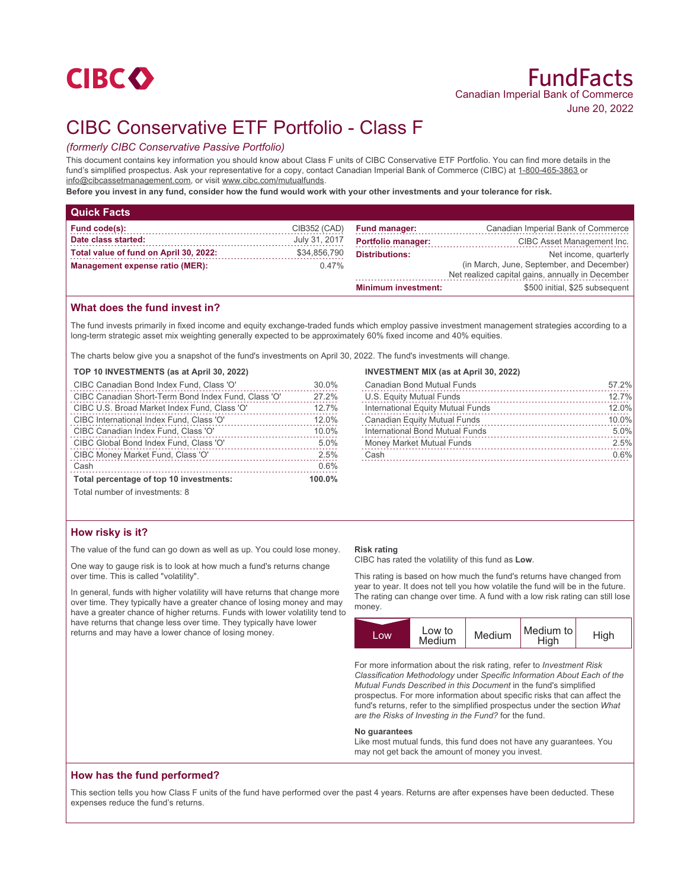CIBC

# FundFacts

Canadian Imperial Bank of Commerce

June 20, 2022

# CIBC Conservative ETF Portfolio - Class F

*(formerly CIBC Conservative Passive Portfolio)*

This document contains key information you should know about Class F units of CIBC Conservative ETF Portfolio. You can find more details in the fund's simplified prospectus. Ask your representative for a copy, contact Canadian Imperial Bank of Commerce (CIBC) at 1-800-465-3863 or info@cibcassetmanagement.com, or visit www.cibc.com/mutualfunds.

**Before you invest in any fund, consider how the fund would work with your other investments and your tolerance for risk.**

## Quick Facts

| | |
|---|---|
| **Fund code(s):** | CIB352 (CAD) |
| **Date class started:** | July 31, 2017 |
| **Total value of fund on April 30, 2022:** | $34,856,790 |
| **Management expense ratio (MER):** | 0.47% |
| **Fund manager:** | Canadian Imperial Bank of Commerce |
| **Portfolio manager:** | CIBC Asset Management Inc. |
| **Distributions:** | Net income, quarterly (in March, June, September, and December) Net realized capital gains, annually in December |
| **Minimum investment:** | $500 initial, $25 subsequent |

## What does the fund invest in?

The fund invests primarily in fixed income and equity exchange-traded funds which employ passive investment management strategies according to a long-term strategic asset mix weighting generally expected to be approximately 60% fixed income and 40% equities.

The charts below give you a snapshot of the fund's investments on April 30, 2022. The fund's investments will change.

**TOP 10 INVESTMENTS (as at April 30, 2022)**

| | |
|---|---|
| CIBC Canadian Bond Index Fund, Class 'O' | 30.0% |
| CIBC Canadian Short-Term Bond Index Fund, Class 'O' | 27.2% |
| CIBC U.S. Broad Market Index Fund, Class 'O' | 12.7% |
| CIBC International Index Fund, Class 'O' | 12.0% |
| CIBC Canadian Index Fund, Class 'O' | 10.0% |
| CIBC Global Bond Index Fund, Class 'O' | 5.0% |
| CIBC Money Market Fund, Class 'O' | 2.5% |
| Cash | 0.6% |
| **Total percentage of top 10 investments:** | **100.0%** |

Total number of investments: 8

**INVESTMENT MIX (as at April 30, 2022)**

| | |
|---|---|
| Canadian Bond Mutual Funds | 57.2% |
| U.S. Equity Mutual Funds | 12.7% |
| International Equity Mutual Funds | 12.0% |
| Canadian Equity Mutual Funds | 10.0% |
| International Bond Mutual Funds | 5.0% |
| Money Market Mutual Funds | 2.5% |
| Cash | 0.6% |

## How risky is it?

The value of the fund can go down as well as up. You could lose money.

One way to gauge risk is to look at how much a fund's returns change over time. This is called "volatility".

In general, funds with higher volatility will have returns that change more over time. They typically have a greater chance of losing money and may have a greater chance of higher returns. Funds with lower volatility tend to have returns that change less over time. They typically have lower returns and may have a lower chance of losing money.

**Risk rating**

CIBC has rated the volatility of this fund as **Low**.

This rating is based on how much the fund's returns have changed from year to year. It does not tell you how volatile the fund will be in the future. The rating can change over time. A fund with a low risk rating can still lose money.

| **Low** | Low to Medium | Medium | Medium to High | High |
|---|---|---|---|---|

For more information about the risk rating, refer to *Investment Risk Classification Methodology* under *Specific Information About Each of the Mutual Funds Described in this Document* in the fund's simplified prospectus. For more information about specific risks that can affect the fund's returns, refer to the simplified prospectus under the section *What are the Risks of Investing in the Fund?* for the fund.

**No guarantees**

Like most mutual funds, this fund does not have any guarantees. You may not get back the amount of money you invest.

## How has the fund performed?

This section tells you how Class F units of the fund have performed over the past 4 years. Returns are after expenses have been deducted. These expenses reduce the fund's returns.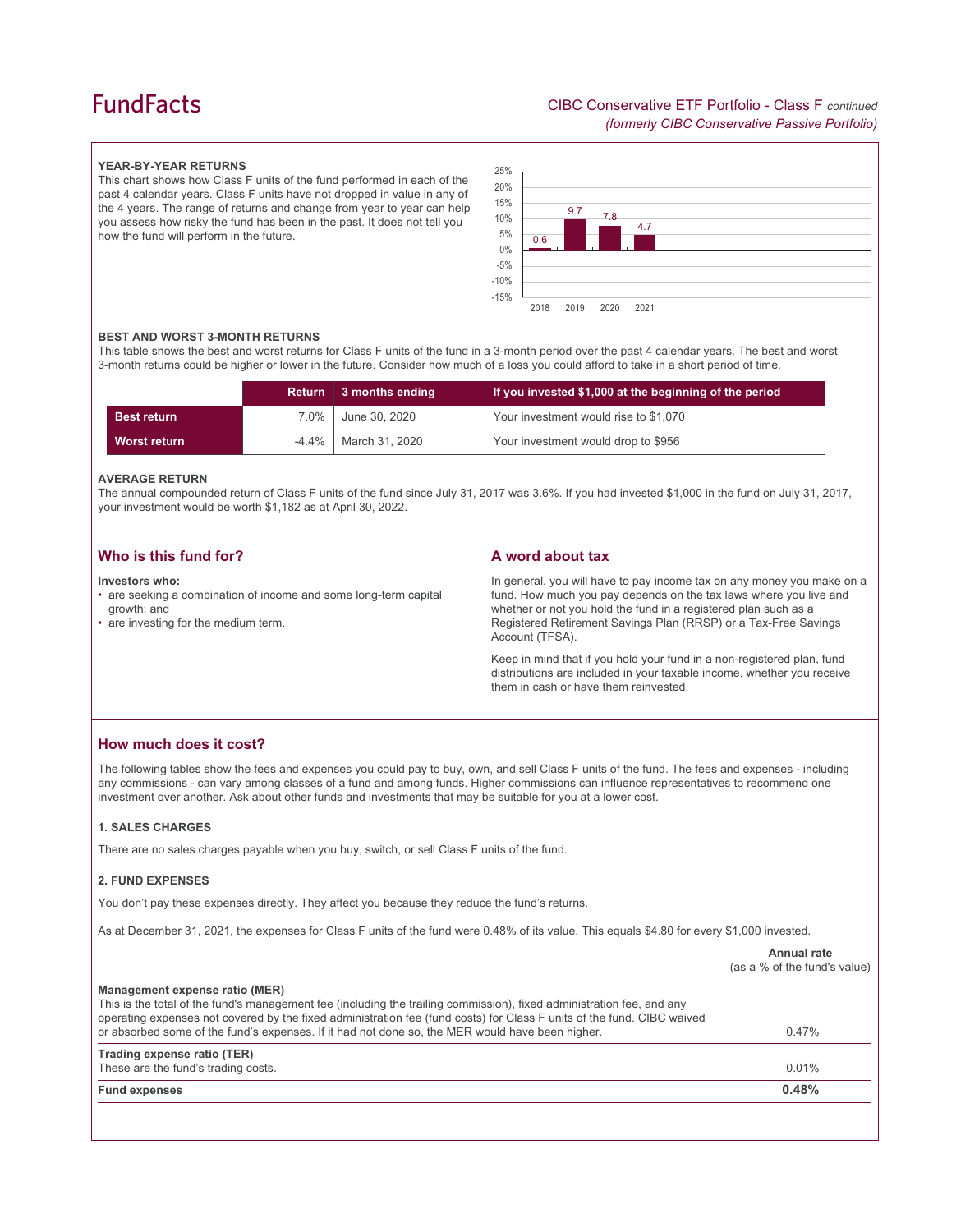## YEAR-BY-YEAR RETURNS

This chart shows how Class F units of the fund performed in each of the past 4 calendar years. Class F units have not dropped in value in any of the 4 years. The range of returns and change from year to year can help you assess how risky the fund has been in the past. It does not tell you how the fund will perform in the future.

| Year | Return (%) |
|---|---|
| 2018 | 0.6 |
| 2019 | 9.7 |
| 2020 | 7.8 |
| 2021 | 4.7 |

## BEST AND WORST 3-MONTH RETURNS

This table shows the best and worst returns for Class F units of the fund in a 3-month period over the past 4 calendar years. The best and worst 3-month returns could be higher or lower in the future. Consider how much of a loss you could afford to take in a short period of time.

| | Return | 3 months ending | If you invested $1,000 at the beginning of the period |
|---|---|---|---|
| **Best return** | 7.0% | June 30, 2020 | Your investment would rise to $1,070 |
| **Worst return** | -4.4% | March 31, 2020 | Your investment would drop to $956 |

## AVERAGE RETURN

The annual compounded return of Class F units of the fund since July 31, 2017 was 3.6%. If you had invested $1,000 in the fund on July 31, 2017, your investment would be worth $1,182 as at April 30, 2022.

## Who is this fund for?

**Investors who:**

- are seeking a combination of income and some long-term capital growth; and
- are investing for the medium term.

## A word about tax

In general, you will have to pay income tax on any money you make on a fund. How much you pay depends on the tax laws where you live and whether or not you hold the fund in a registered plan such as a Registered Retirement Savings Plan (RRSP) or a Tax-Free Savings Account (TFSA).

Keep in mind that if you hold your fund in a non-registered plan, fund distributions are included in your taxable income, whether you receive them in cash or have them reinvested.

## How much does it cost?

The following tables show the fees and expenses you could pay to buy, own, and sell Class F units of the fund. The fees and expenses - including any commissions - can vary among classes of a fund and among funds. Higher commissions can influence representatives to recommend one investment over another. Ask about other funds and investments that may be suitable for you at a lower cost.

### 1. SALES CHARGES

There are no sales charges payable when you buy, switch, or sell Class F units of the fund.

### 2. FUND EXPENSES

You don't pay these expenses directly. They affect you because they reduce the fund's returns.

As at December 31, 2021, the expenses for Class F units of the fund were 0.48% of its value. This equals $4.80 for every $1,000 invested.

| | Annual rate (as a % of the fund's value) |
|---|---|
| **Management expense ratio (MER)**<br>This is the total of the fund's management fee (including the trailing commission), fixed administration fee, and any operating expenses not covered by the fixed administration fee (fund costs) for Class F units of the fund. CIBC waived or absorbed some of the fund's expenses. If it had not done so, the MER would have been higher. | 0.47% |
| **Trading expense ratio (TER)**<br>These are the fund's trading costs. | 0.01% |
| **Fund expenses** | **0.48%** |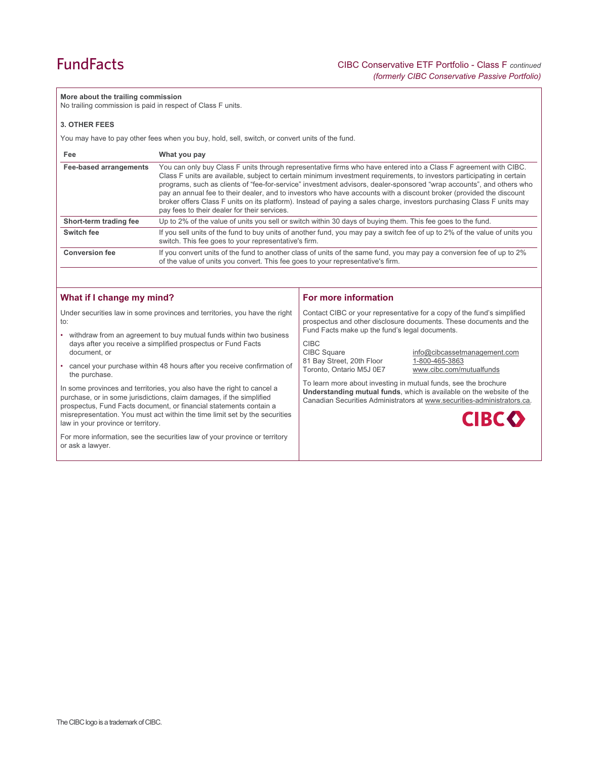**More about the trailing commission**
No trailing commission is paid in respect of Class F units.

### 3. OTHER FEES

You may have to pay other fees when you buy, hold, sell, switch, or convert units of the fund.

| Fee | What you pay |
|---|---|
| **Fee-based arrangements** | You can only buy Class F units through representative firms who have entered into a Class F agreement with CIBC. Class F units are available, subject to certain minimum investment requirements, to investors participating in certain programs, such as clients of "fee-for-service" investment advisors, dealer-sponsored "wrap accounts", and others who pay an annual fee to their dealer, and to investors who have accounts with a discount broker (provided the discount broker offers Class F units on its platform). Instead of paying a sales charge, investors purchasing Class F units may pay fees to their dealer for their services. |
| **Short-term trading fee** | Up to 2% of the value of units you sell or switch within 30 days of buying them. This fee goes to the fund. |
| **Switch fee** | If you sell units of the fund to buy units of another fund, you may pay a switch fee of up to 2% of the value of units you switch. This fee goes to your representative's firm. |
| **Conversion fee** | If you convert units of the fund to another class of units of the same fund, you may pay a conversion fee of up to 2% of the value of units you convert. This fee goes to your representative's firm. |

## What if I change my mind?

Under securities law in some provinces and territories, you have the right to:

- withdraw from an agreement to buy mutual funds within two business days after you receive a simplified prospectus or Fund Facts document, or
- cancel your purchase within 48 hours after you receive confirmation of the purchase.

In some provinces and territories, you also have the right to cancel a purchase, or in some jurisdictions, claim damages, if the simplified prospectus, Fund Facts document, or financial statements contain a misrepresentation. You must act within the time limit set by the securities law in your province or territory.

For more information, see the securities law of your province or territory or ask a lawyer.

## For more information

Contact CIBC or your representative for a copy of the fund's simplified prospectus and other disclosure documents. These documents and the Fund Facts make up the fund's legal documents.

CIBC
CIBC Square
81 Bay Street, 20th Floor
Toronto, Ontario M5J 0E7

info@cibcassetmanagement.com
1-800-465-3863
www.cibc.com/mutualfunds

To learn more about investing in mutual funds, see the brochure **Understanding mutual funds**, which is available on the website of the Canadian Securities Administrators at www.securities-administrators.ca.

The CIBC logo is a trademark of CIBC.